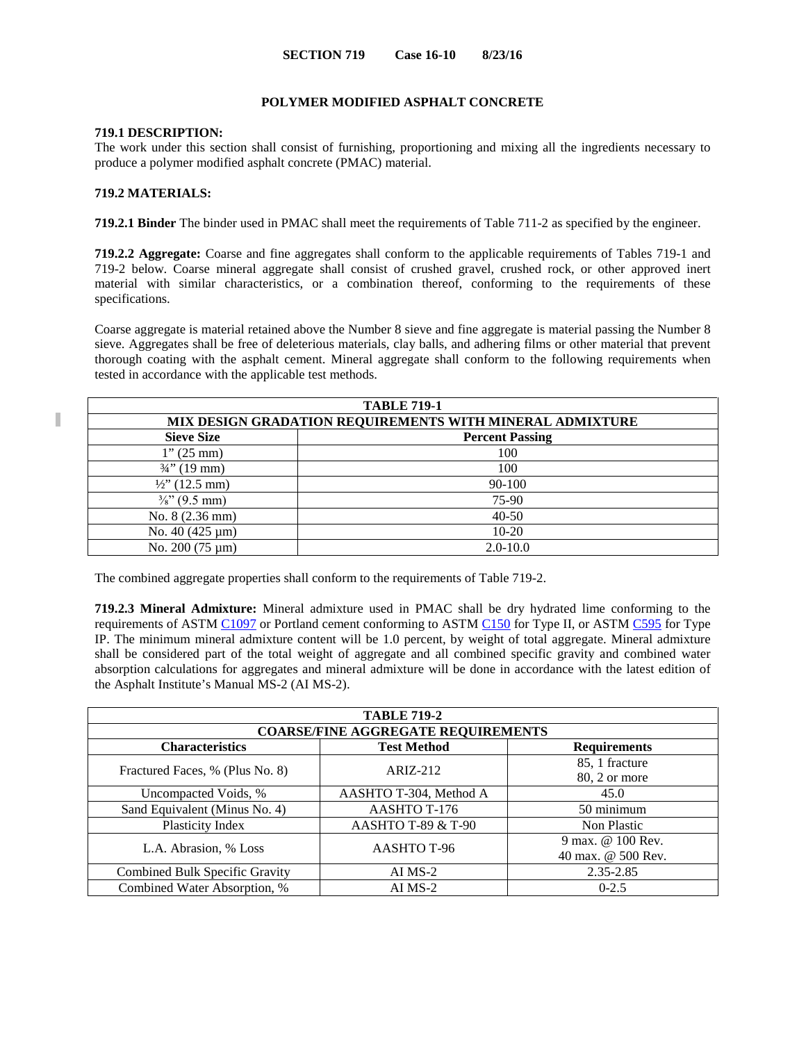**SECTION 719 Case 16-10 8/23/16**

# POLYMER MODIFIED ASPHALT CONCRETE

## 719.1 DESCRIPTION:

The work under this section shall consist of furnishing, proportioning and mixing all the ingredients necessary to produce a polymer modified asphalt concrete (PMAC) material.

## 719.2 MATERIALS:

**719.2.1 Binder** The binder used in PMAC shall meet the requirements of Table 711-2 as specified by the engineer.

**719.2.2 Aggregate:** Coarse and fine aggregates shall conform to the applicable requirements of Tables 719-1 and 719-2 below. Coarse mineral aggregate shall consist of crushed gravel, crushed rock, or other approved inert material with similar characteristics, or a combination thereof, conforming to the requirements of these specifications.

Coarse aggregate is material retained above the Number 8 sieve and fine aggregate is material passing the Number 8 sieve. Aggregates shall be free of deleterious materials, clay balls, and adhering films or other material that prevent thorough coating with the asphalt cement. Mineral aggregate shall conform to the following requirements when tested in accordance with the applicable test methods.

| TABLE 719-1 | |
|---|---|
| **MIX DESIGN GRADATION REQUIREMENTS WITH MINERAL ADMIXTURE** | |
| **Sieve Size** | **Percent Passing** |
| 1" (25 mm) | 100 |
| ¾" (19 mm) | 100 |
| ½" (12.5 mm) | 90-100 |
| ⅜" (9.5 mm) | 75-90 |
| No. 8 (2.36 mm) | 40-50 |
| No. 40 (425 µm) | 10-20 |
| No. 200 (75 µm) | 2.0-10.0 |

The combined aggregate properties shall conform to the requirements of Table 719-2.

**719.2.3 Mineral Admixture:** Mineral admixture used in PMAC shall be dry hydrated lime conforming to the requirements of ASTM C1097 or Portland cement conforming to ASTM C150 for Type II, or ASTM C595 for Type IP. The minimum mineral admixture content will be 1.0 percent, by weight of total aggregate. Mineral admixture shall be considered part of the total weight of aggregate and all combined specific gravity and combined water absorption calculations for aggregates and mineral admixture will be done in accordance with the latest edition of the Asphalt Institute's Manual MS-2 (AI MS-2).

| TABLE 719-2 | | |
|---|---|---|
| **COARSE/FINE AGGREGATE REQUIREMENTS** | | |
| **Characteristics** | **Test Method** | **Requirements** |
| Fractured Faces, % (Plus No. 8) | ARIZ-212 | 85, 1 fracture<br>80, 2 or more |
| Uncompacted Voids, % | AASHTO T-304, Method A | 45.0 |
| Sand Equivalent (Minus No. 4) | AASHTO T-176 | 50 minimum |
| Plasticity Index | AASHTO T-89 & T-90 | Non Plastic |
| L.A. Abrasion, % Loss | AASHTO T-96 | 9 max. @ 100 Rev.<br>40 max. @ 500 Rev. |
| Combined Bulk Specific Gravity | AI MS-2 | 2.35-2.85 |
| Combined Water Absorption, % | AI MS-2 | 0-2.5 |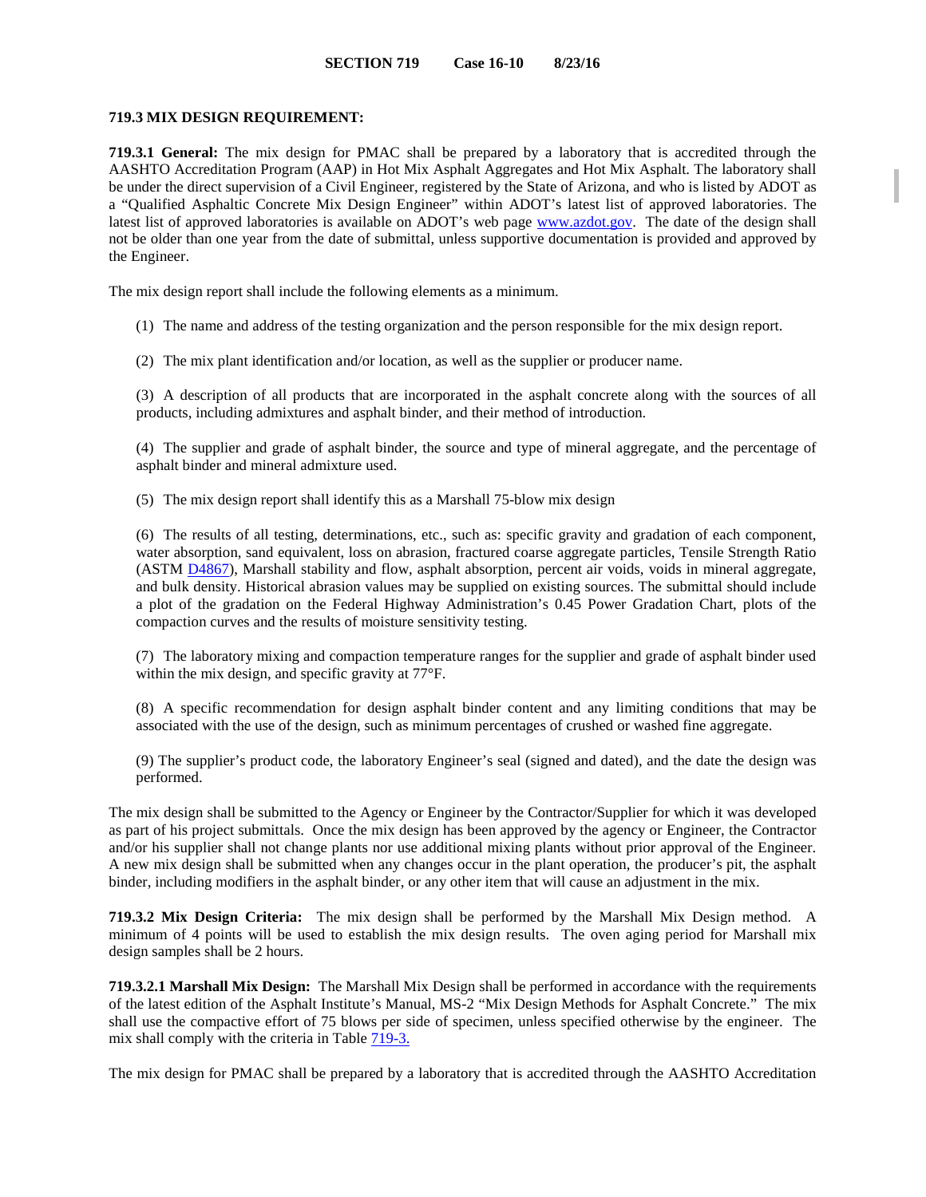**SECTION 719 Case 16-10 8/23/16**

**719.3 MIX DESIGN REQUIREMENT:**

**719.3.1 General:** The mix design for PMAC shall be prepared by a laboratory that is accredited through the AASHTO Accreditation Program (AAP) in Hot Mix Asphalt Aggregates and Hot Mix Asphalt. The laboratory shall be under the direct supervision of a Civil Engineer, registered by the State of Arizona, and who is listed by ADOT as a "Qualified Asphaltic Concrete Mix Design Engineer" within ADOT's latest list of approved laboratories. The latest list of approved laboratories is available on ADOT's web page www.azdot.gov. The date of the design shall not be older than one year from the date of submittal, unless supportive documentation is provided and approved by the Engineer.

The mix design report shall include the following elements as a minimum.

(1) The name and address of the testing organization and the person responsible for the mix design report.

(2) The mix plant identification and/or location, as well as the supplier or producer name.

(3) A description of all products that are incorporated in the asphalt concrete along with the sources of all products, including admixtures and asphalt binder, and their method of introduction.

(4) The supplier and grade of asphalt binder, the source and type of mineral aggregate, and the percentage of asphalt binder and mineral admixture used.

(5) The mix design report shall identify this as a Marshall 75-blow mix design

(6) The results of all testing, determinations, etc., such as: specific gravity and gradation of each component, water absorption, sand equivalent, loss on abrasion, fractured coarse aggregate particles, Tensile Strength Ratio (ASTM D4867), Marshall stability and flow, asphalt absorption, percent air voids, voids in mineral aggregate, and bulk density. Historical abrasion values may be supplied on existing sources. The submittal should include a plot of the gradation on the Federal Highway Administration's 0.45 Power Gradation Chart, plots of the compaction curves and the results of moisture sensitivity testing.

(7) The laboratory mixing and compaction temperature ranges for the supplier and grade of asphalt binder used within the mix design, and specific gravity at 77°F.

(8) A specific recommendation for design asphalt binder content and any limiting conditions that may be associated with the use of the design, such as minimum percentages of crushed or washed fine aggregate.

(9) The supplier's product code, the laboratory Engineer's seal (signed and dated), and the date the design was performed.

The mix design shall be submitted to the Agency or Engineer by the Contractor/Supplier for which it was developed as part of his project submittals. Once the mix design has been approved by the agency or Engineer, the Contractor and/or his supplier shall not change plants nor use additional mixing plants without prior approval of the Engineer. A new mix design shall be submitted when any changes occur in the plant operation, the producer's pit, the asphalt binder, including modifiers in the asphalt binder, or any other item that will cause an adjustment in the mix.

**719.3.2 Mix Design Criteria:** The mix design shall be performed by the Marshall Mix Design method. A minimum of 4 points will be used to establish the mix design results. The oven aging period for Marshall mix design samples shall be 2 hours.

**719.3.2.1 Marshall Mix Design:** The Marshall Mix Design shall be performed in accordance with the requirements of the latest edition of the Asphalt Institute's Manual, MS-2 "Mix Design Methods for Asphalt Concrete." The mix shall use the compactive effort of 75 blows per side of specimen, unless specified otherwise by the engineer. The mix shall comply with the criteria in Table 719-3.

The mix design for PMAC shall be prepared by a laboratory that is accredited through the AASHTO Accreditation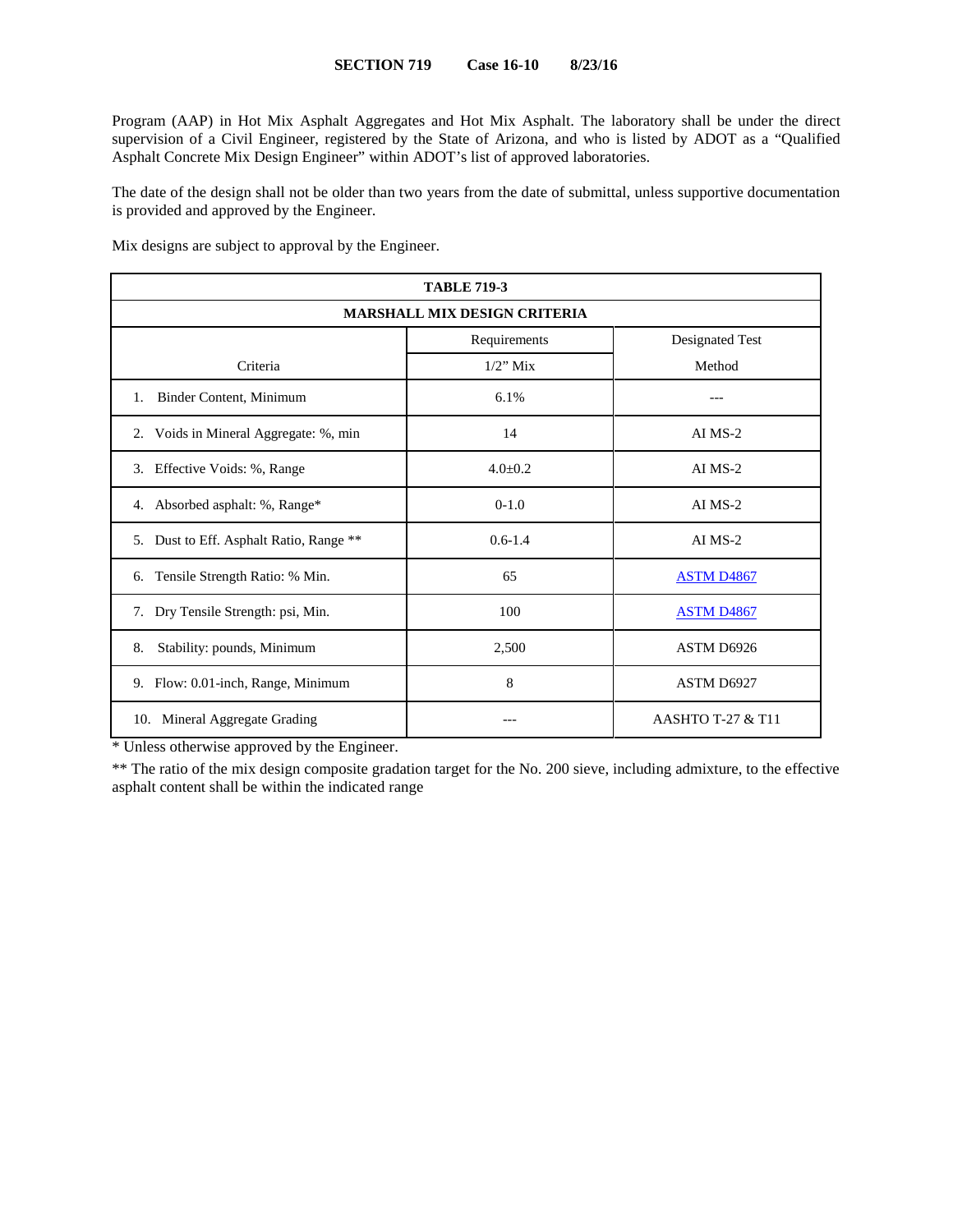Program (AAP) in Hot Mix Asphalt Aggregates and Hot Mix Asphalt. The laboratory shall be under the direct supervision of a Civil Engineer, registered by the State of Arizona, and who is listed by ADOT as a "Qualified Asphalt Concrete Mix Design Engineer" within ADOT's list of approved laboratories.

The date of the design shall not be older than two years from the date of submittal, unless supportive documentation is provided and approved by the Engineer.

Mix designs are subject to approval by the Engineer.

| TABLE 719-3 | | |
|---|---|---|
| **MARSHALL MIX DESIGN CRITERIA** | | |
| Criteria | Requirements 1/2" Mix | Designated Test Method |
| 1. Binder Content, Minimum | 6.1% | --- |
| 2. Voids in Mineral Aggregate: %, min | 14 | AI MS-2 |
| 3. Effective Voids: %, Range | 4.0±0.2 | AI MS-2 |
| 4. Absorbed asphalt: %, Range* | 0-1.0 | AI MS-2 |
| 5. Dust to Eff. Asphalt Ratio, Range ** | 0.6-1.4 | AI MS-2 |
| 6. Tensile Strength Ratio: % Min. | 65 | ASTM D4867 |
| 7. Dry Tensile Strength: psi, Min. | 100 | ASTM D4867 |
| 8. Stability: pounds, Minimum | 2,500 | ASTM D6926 |
| 9. Flow: 0.01-inch, Range, Minimum | 8 | ASTM D6927 |
| 10. Mineral Aggregate Grading | --- | AASHTO T-27 & T11 |

* Unless otherwise approved by the Engineer.

** The ratio of the mix design composite gradation target for the No. 200 sieve, including admixture, to the effective asphalt content shall be within the indicated range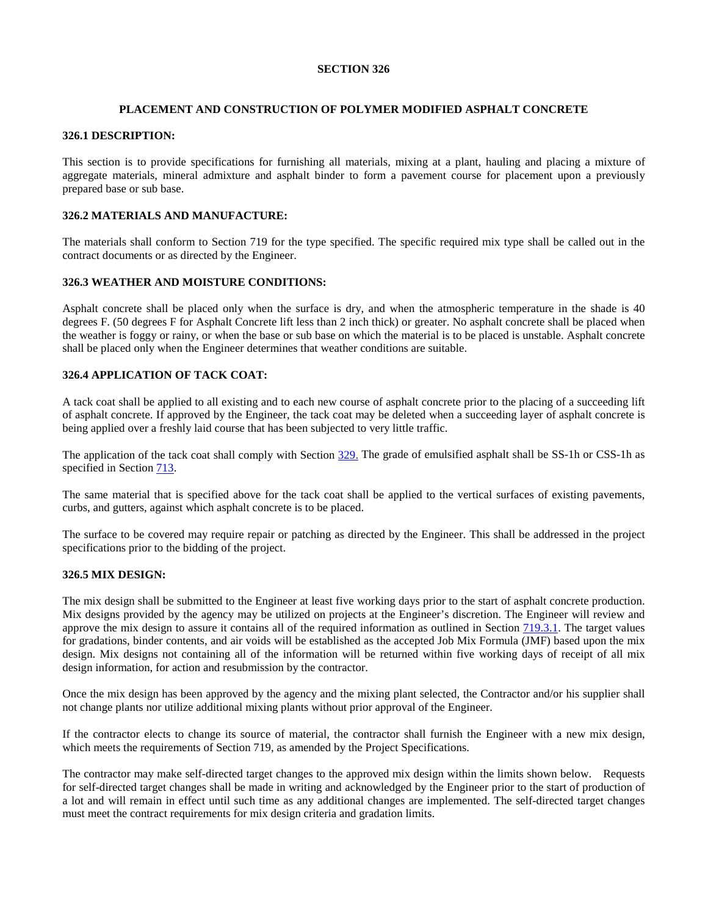# SECTION 326

## PLACEMENT AND CONSTRUCTION OF POLYMER MODIFIED ASPHALT CONCRETE

### 326.1 DESCRIPTION:

This section is to provide specifications for furnishing all materials, mixing at a plant, hauling and placing a mixture of aggregate materials, mineral admixture and asphalt binder to form a pavement course for placement upon a previously prepared base or sub base.

### 326.2 MATERIALS AND MANUFACTURE:

The materials shall conform to Section 719 for the type specified. The specific required mix type shall be called out in the contract documents or as directed by the Engineer.

### 326.3 WEATHER AND MOISTURE CONDITIONS:

Asphalt concrete shall be placed only when the surface is dry, and when the atmospheric temperature in the shade is 40 degrees F. (50 degrees F for Asphalt Concrete lift less than 2 inch thick) or greater. No asphalt concrete shall be placed when the weather is foggy or rainy, or when the base or sub base on which the material is to be placed is unstable. Asphalt concrete shall be placed only when the Engineer determines that weather conditions are suitable.

### 326.4 APPLICATION OF TACK COAT:

A tack coat shall be applied to all existing and to each new course of asphalt concrete prior to the placing of a succeeding lift of asphalt concrete. If approved by the Engineer, the tack coat may be deleted when a succeeding layer of asphalt concrete is being applied over a freshly laid course that has been subjected to very little traffic.

The application of the tack coat shall comply with Section 329. The grade of emulsified asphalt shall be SS-1h or CSS-1h as specified in Section 713.

The same material that is specified above for the tack coat shall be applied to the vertical surfaces of existing pavements, curbs, and gutters, against which asphalt concrete is to be placed.

The surface to be covered may require repair or patching as directed by the Engineer. This shall be addressed in the project specifications prior to the bidding of the project.

### 326.5 MIX DESIGN:

The mix design shall be submitted to the Engineer at least five working days prior to the start of asphalt concrete production. Mix designs provided by the agency may be utilized on projects at the Engineer's discretion. The Engineer will review and approve the mix design to assure it contains all of the required information as outlined in Section 719.3.1. The target values for gradations, binder contents, and air voids will be established as the accepted Job Mix Formula (JMF) based upon the mix design. Mix designs not containing all of the information will be returned within five working days of receipt of all mix design information, for action and resubmission by the contractor.

Once the mix design has been approved by the agency and the mixing plant selected, the Contractor and/or his supplier shall not change plants nor utilize additional mixing plants without prior approval of the Engineer.

If the contractor elects to change its source of material, the contractor shall furnish the Engineer with a new mix design, which meets the requirements of Section 719, as amended by the Project Specifications.

The contractor may make self-directed target changes to the approved mix design within the limits shown below. Requests for self-directed target changes shall be made in writing and acknowledged by the Engineer prior to the start of production of a lot and will remain in effect until such time as any additional changes are implemented. The self-directed target changes must meet the contract requirements for mix design criteria and gradation limits.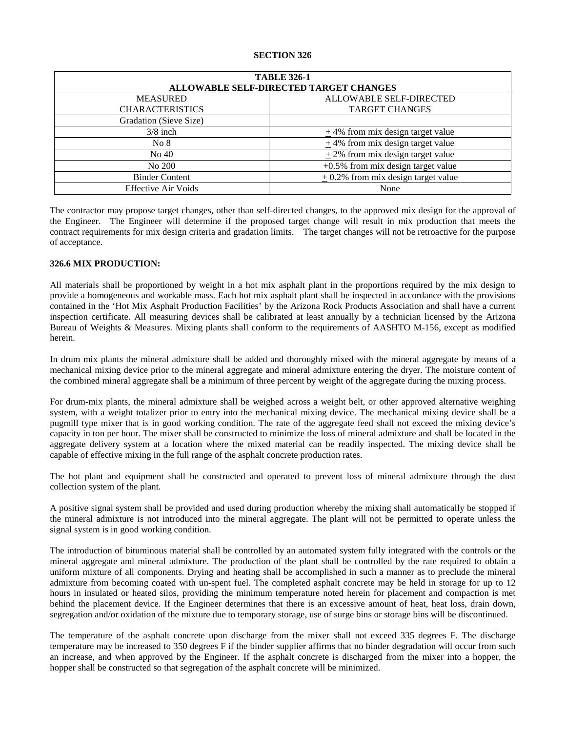## SECTION 326

| TABLE 326-1 ALLOWABLE SELF-DIRECTED TARGET CHANGES | |
|---|---|
| MEASURED CHARACTERISTICS | ALLOWABLE SELF-DIRECTED TARGET CHANGES |
| Gradation (Sieve Size) | |
| 3/8 inch | ± 4% from mix design target value |
| No 8 | ± 4% from mix design target value |
| No 40 | ± 2% from mix design target value |
| No 200 | +0.5% from mix design target value |
| Binder Content | ± 0.2% from mix design target value |
| Effective Air Voids | None |

The contractor may propose target changes, other than self-directed changes, to the approved mix design for the approval of the Engineer. The Engineer will determine if the proposed target change will result in mix production that meets the contract requirements for mix design criteria and gradation limits. The target changes will not be retroactive for the purpose of acceptance.

### 326.6 MIX PRODUCTION:

All materials shall be proportioned by weight in a hot mix asphalt plant in the proportions required by the mix design to provide a homogeneous and workable mass. Each hot mix asphalt plant shall be inspected in accordance with the provisions contained in the 'Hot Mix Asphalt Production Facilities' by the Arizona Rock Products Association and shall have a current inspection certificate. All measuring devices shall be calibrated at least annually by a technician licensed by the Arizona Bureau of Weights & Measures. Mixing plants shall conform to the requirements of AASHTO M-156, except as modified herein.

In drum mix plants the mineral admixture shall be added and thoroughly mixed with the mineral aggregate by means of a mechanical mixing device prior to the mineral aggregate and mineral admixture entering the dryer. The moisture content of the combined mineral aggregate shall be a minimum of three percent by weight of the aggregate during the mixing process.

For drum-mix plants, the mineral admixture shall be weighed across a weight belt, or other approved alternative weighing system, with a weight totalizer prior to entry into the mechanical mixing device. The mechanical mixing device shall be a pugmill type mixer that is in good working condition. The rate of the aggregate feed shall not exceed the mixing device's capacity in ton per hour. The mixer shall be constructed to minimize the loss of mineral admixture and shall be located in the aggregate delivery system at a location where the mixed material can be readily inspected. The mixing device shall be capable of effective mixing in the full range of the asphalt concrete production rates.

The hot plant and equipment shall be constructed and operated to prevent loss of mineral admixture through the dust collection system of the plant.

A positive signal system shall be provided and used during production whereby the mixing shall automatically be stopped if the mineral admixture is not introduced into the mineral aggregate. The plant will not be permitted to operate unless the signal system is in good working condition.

The introduction of bituminous material shall be controlled by an automated system fully integrated with the controls or the mineral aggregate and mineral admixture. The production of the plant shall be controlled by the rate required to obtain a uniform mixture of all components. Drying and heating shall be accomplished in such a manner as to preclude the mineral admixture from becoming coated with un-spent fuel. The completed asphalt concrete may be held in storage for up to 12 hours in insulated or heated silos, providing the minimum temperature noted herein for placement and compaction is met behind the placement device. If the Engineer determines that there is an excessive amount of heat, heat loss, drain down, segregation and/or oxidation of the mixture due to temporary storage, use of surge bins or storage bins will be discontinued.

The temperature of the asphalt concrete upon discharge from the mixer shall not exceed 335 degrees F. The discharge temperature may be increased to 350 degrees F if the binder supplier affirms that no binder degradation will occur from such an increase, and when approved by the Engineer. If the asphalt concrete is discharged from the mixer into a hopper, the hopper shall be constructed so that segregation of the asphalt concrete will be minimized.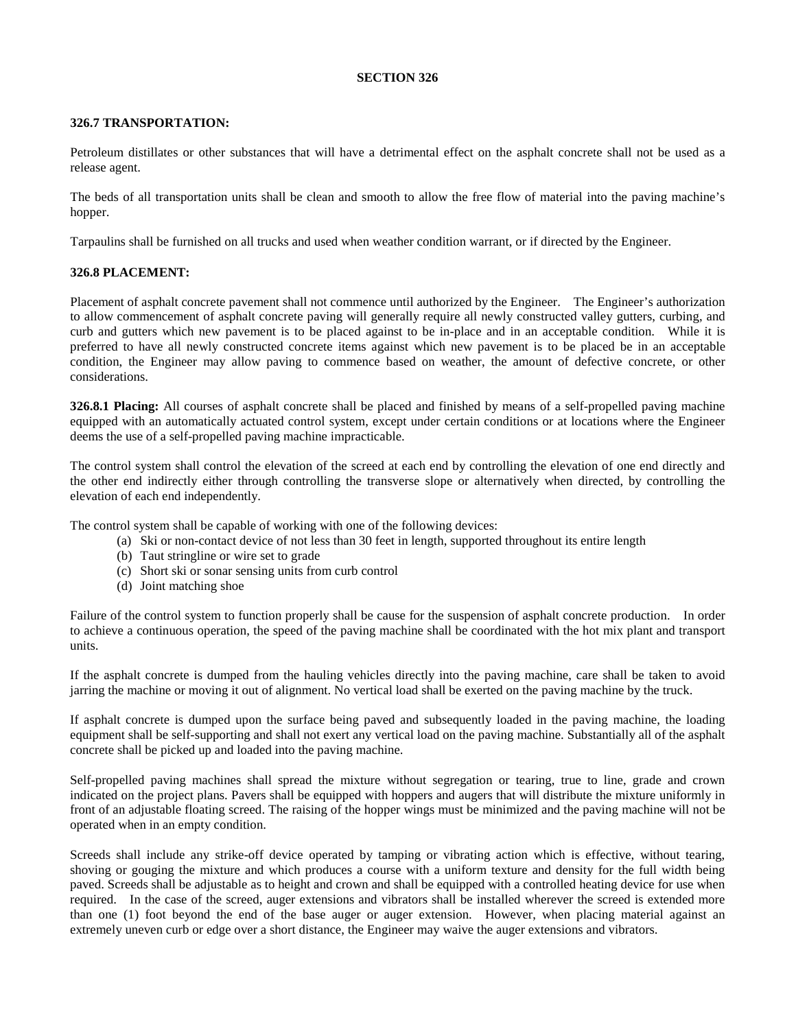# SECTION 326

**326.7 TRANSPORTATION:**

Petroleum distillates or other substances that will have a detrimental effect on the asphalt concrete shall not be used as a release agent.

The beds of all transportation units shall be clean and smooth to allow the free flow of material into the paving machine's hopper.

Tarpaulins shall be furnished on all trucks and used when weather condition warrant, or if directed by the Engineer.

**326.8 PLACEMENT:**

Placement of asphalt concrete pavement shall not commence until authorized by the Engineer. The Engineer's authorization to allow commencement of asphalt concrete paving will generally require all newly constructed valley gutters, curbing, and curb and gutters which new pavement is to be placed against to be in-place and in an acceptable condition. While it is preferred to have all newly constructed concrete items against which new pavement is to be placed be in an acceptable condition, the Engineer may allow paving to commence based on weather, the amount of defective concrete, or other considerations.

**326.8.1 Placing:** All courses of asphalt concrete shall be placed and finished by means of a self-propelled paving machine equipped with an automatically actuated control system, except under certain conditions or at locations where the Engineer deems the use of a self-propelled paving machine impracticable.

The control system shall control the elevation of the screed at each end by controlling the elevation of one end directly and the other end indirectly either through controlling the transverse slope or alternatively when directed, by controlling the elevation of each end independently.

The control system shall be capable of working with one of the following devices:

(a) Ski or non-contact device of not less than 30 feet in length, supported throughout its entire length
(b) Taut stringline or wire set to grade
(c) Short ski or sonar sensing units from curb control
(d) Joint matching shoe

Failure of the control system to function properly shall be cause for the suspension of asphalt concrete production. In order to achieve a continuous operation, the speed of the paving machine shall be coordinated with the hot mix plant and transport units.

If the asphalt concrete is dumped from the hauling vehicles directly into the paving machine, care shall be taken to avoid jarring the machine or moving it out of alignment. No vertical load shall be exerted on the paving machine by the truck.

If asphalt concrete is dumped upon the surface being paved and subsequently loaded in the paving machine, the loading equipment shall be self-supporting and shall not exert any vertical load on the paving machine. Substantially all of the asphalt concrete shall be picked up and loaded into the paving machine.

Self-propelled paving machines shall spread the mixture without segregation or tearing, true to line, grade and crown indicated on the project plans. Pavers shall be equipped with hoppers and augers that will distribute the mixture uniformly in front of a adjustable floating screed. The raising of the hopper wings must be minimized and the paving machine will not be operated when in an empty condition.

Screeds shall include any strike-off device operated by tamping or vibrating action which is effective, without tearing, shoving or gouging the mixture and which produces a course with a uniform texture and density for the full width being paved. Screeds shall be adjustable as to height and crown and shall be equipped with a controlled heating device for use when required. In the case of the screed, auger extensions and vibrators shall be installed wherever the screed is extended more than one (1) foot beyond the end of the base auger or auger extension. However, when placing material against an extremely uneven curb or edge over a short distance, the Engineer may waive the auger extensions and vibrators.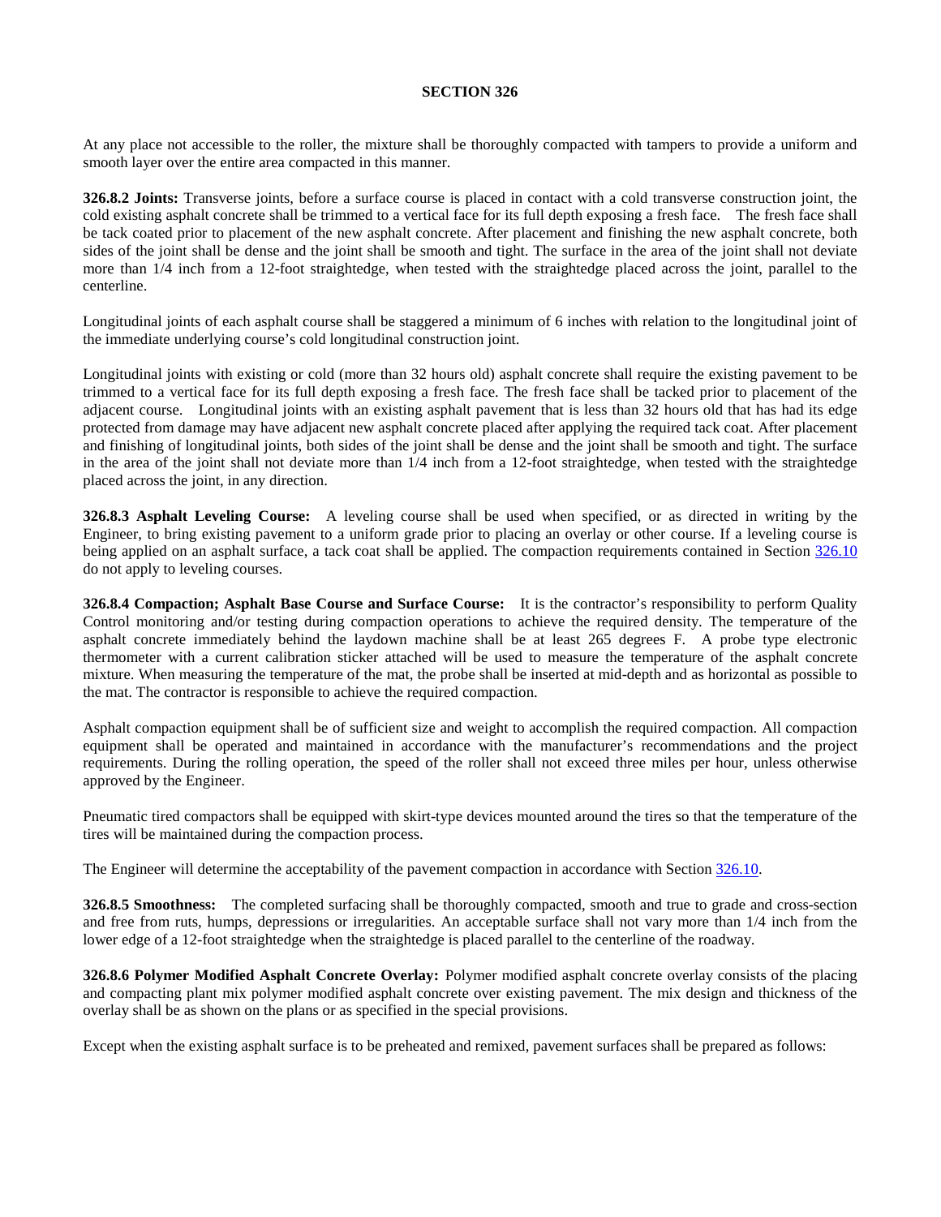At any place not accessible to the roller, the mixture shall be thoroughly compacted with tampers to provide a uniform and smooth layer over the entire area compacted in this manner.

**326.8.2 Joints:** Transverse joints, before a surface course is placed in contact with a cold transverse construction joint, the cold existing asphalt concrete shall be trimmed to a vertical face for its full depth exposing a fresh face. The fresh face shall be tack coated prior to placement of the new asphalt concrete. After placement and finishing the new asphalt concrete, both sides of the joint shall be dense and the joint shall be smooth and tight. The surface in the area of the joint shall not deviate more than 1/4 inch from a 12-foot straightedge, when tested with the straightedge placed across the joint, parallel to the centerline.

Longitudinal joints of each asphalt course shall be staggered a minimum of 6 inches with relation to the longitudinal joint of the immediate underlying course's cold longitudinal construction joint.

Longitudinal joints with existing or cold (more than 32 hours old) asphalt concrete shall require the existing pavement to be trimmed to a vertical face for its full depth exposing a fresh face. The fresh face shall be tacked prior to placement of the adjacent course. Longitudinal joints with an existing asphalt pavement that is less than 32 hours old that has had its edge protected from damage may have adjacent new asphalt concrete placed after applying the required tack coat. After placement and finishing of longitudinal joints, both sides of the joint shall be dense and the joint shall be smooth and tight. The surface in the area of the joint shall not deviate more than 1/4 inch from a 12-foot straightedge, when tested with the straightedge placed across the joint, in any direction.

**326.8.3 Asphalt Leveling Course:** A leveling course shall be used when specified, or as directed in writing by the Engineer, to bring existing pavement to a uniform grade prior to placing an overlay or other course. If a leveling course is being applied on an asphalt surface, a tack coat shall be applied. The compaction requirements contained in Section 326.10 do not apply to leveling courses.

**326.8.4 Compaction; Asphalt Base Course and Surface Course:** It is the contractor's responsibility to perform Quality Control monitoring and/or testing during compaction operations to achieve the required density. The temperature of the asphalt concrete immediately behind the laydown machine shall be at least 265 degrees F. A probe type electronic thermometer with a current calibration sticker attached will be used to measure the temperature of the asphalt concrete mixture. When measuring the temperature of the mat, the probe shall be inserted at mid-depth and as horizontal as possible to the mat. The contractor is responsible to achieve the required compaction.

Asphalt compaction equipment shall be of sufficient size and weight to accomplish the required compaction. All compaction equipment shall be operated and maintained in accordance with the manufacturer's recommendations and the project requirements. During the rolling operation, the speed of the roller shall not exceed three miles per hour, unless otherwise approved by the Engineer.

Pneumatic tired compactors shall be equipped with skirt-type devices mounted around the tires so that the temperature of the tires will be maintained during the compaction process.

The Engineer will determine the acceptability of the pavement compaction in accordance with Section 326.10.

**326.8.5 Smoothness:** The completed surfacing shall be thoroughly compacted, smooth and true to grade and cross-section and free from ruts, humps, depressions or irregularities. An acceptable surface shall not vary more than 1/4 inch from the lower edge of a 12-foot straightedge when the straightedge is placed parallel to the centerline of the roadway.

**326.8.6 Polymer Modified Asphalt Concrete Overlay:** Polymer modified asphalt concrete overlay consists of the placing and compacting plant mix polymer modified asphalt concrete over existing pavement. The mix design and thickness of the overlay shall be as shown on the plans or as specified in the special provisions.

Except when the existing asphalt surface is to be preheated and remixed, pavement surfaces shall be prepared as follows: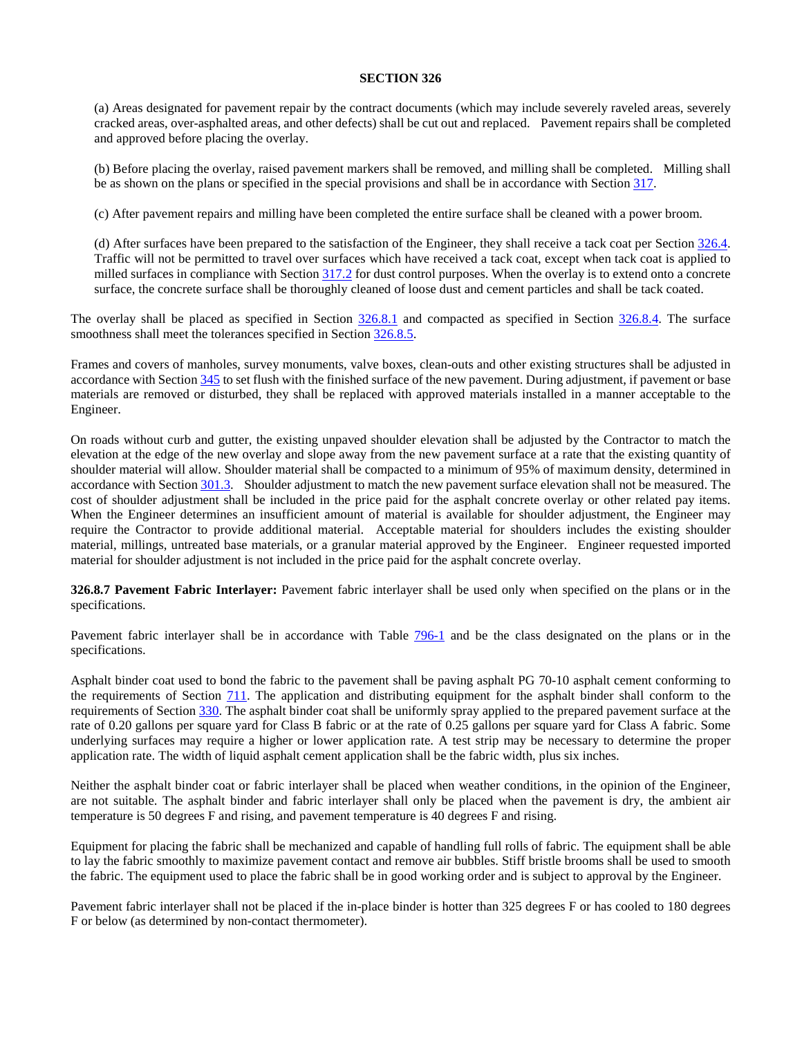**SECTION 326**

(a) Areas designated for pavement repair by the contract documents (which may include severely raveled areas, severely cracked areas, over-asphalted areas, and other defects) shall be cut out and replaced. Pavement repairs shall be completed and approved before placing the overlay.

(b) Before placing the overlay, raised pavement markers shall be removed, and milling shall be completed. Milling shall be as shown on the plans or specified in the special provisions and shall be in accordance with Section 317.

(c) After pavement repairs and milling have been completed the entire surface shall be cleaned with a power broom.

(d) After surfaces have been prepared to the satisfaction of the Engineer, they shall receive a tack coat per Section 326.4. Traffic will not be permitted to travel over surfaces which have received a tack coat, except when tack coat is applied to milled surfaces in compliance with Section 317.2 for dust control purposes. When the overlay is to extend onto a concrete surface, the concrete surface shall be thoroughly cleaned of loose dust and cement particles and shall be tack coated.

The overlay shall be placed as specified in Section 326.8.1 and compacted as specified in Section 326.8.4. The surface smoothness shall meet the tolerances specified in Section 326.8.5.

Frames and covers of manholes, survey monuments, valve boxes, clean-outs and other existing structures shall be adjusted in accordance with Section 345 to set flush with the finished surface of the new pavement. During adjustment, if pavement or base materials are removed or disturbed, they shall be replaced with approved materials installed in a manner acceptable to the Engineer.

On roads without curb and gutter, the existing unpaved shoulder elevation shall be adjusted by the Contractor to match the elevation at the edge of the new overlay and slope away from the new pavement surface at a rate that the existing quantity of shoulder material will allow. Shoulder material shall be compacted to a minimum of 95% of maximum density, determined in accordance with Section 301.3. Shoulder adjustment to match the new pavement surface elevation shall not be measured. The cost of shoulder adjustment shall be included in the price paid for the asphalt concrete overlay or other related pay items. When the Engineer determines an insufficient amount of material is available for shoulder adjustment, the Engineer may require the Contractor to provide additional material. Acceptable material for shoulders includes the existing shoulder material, millings, untreated base materials, or a granular material approved by the Engineer. Engineer requested imported material for shoulder adjustment is not included in the price paid for the asphalt concrete overlay.

**326.8.7 Pavement Fabric Interlayer:** Pavement fabric interlayer shall be used only when specified on the plans or in the specifications.

Pavement fabric interlayer shall be in accordance with Table 796-1 and be the class designated on the plans or in the specifications.

Asphalt binder coat used to bond the fabric to the pavement shall be paving asphalt PG 70-10 asphalt cement conforming to the requirements of Section 711. The application and distributing equipment for the asphalt binder shall conform to the requirements of Section 330. The asphalt binder coat shall be uniformly spray applied to the prepared pavement surface at the rate of 0.20 gallons per square yard for Class B fabric or at the rate of 0.25 gallons per square yard for Class A fabric. Some underlying surfaces may require a higher or lower application rate. A test strip may be necessary to determine the proper application rate. The width of liquid asphalt cement application shall be the fabric width, plus six inches.

Neither the asphalt binder coat or fabric interlayer shall be placed when weather conditions, in the opinion of the Engineer, are not suitable. The asphalt binder and fabric interlayer shall only be placed when the pavement is dry, the ambient air temperature is 50 degrees F and rising, and pavement temperature is 40 degrees F and rising.

Equipment for placing the fabric shall be mechanized and capable of handling full rolls of fabric. The equipment shall be able to lay the fabric smoothly to maximize pavement contact and remove air bubbles. Stiff bristle brooms shall be used to smooth the fabric. The equipment used to place the fabric shall be in good working order and is subject to approval by the Engineer.

Pavement fabric interlayer shall not be placed if the in-place binder is hotter than 325 degrees F or has cooled to 180 degrees F or below (as determined by non-contact thermometer).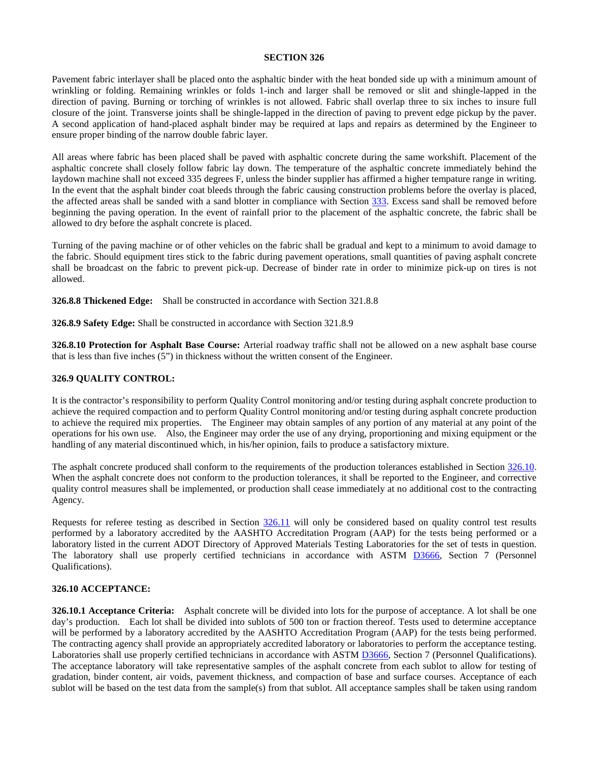## SECTION 326

Pavement fabric interlayer shall be placed onto the asphaltic binder with the heat bonded side up with a minimum amount of wrinkling or folding. Remaining wrinkles or folds 1-inch and larger shall be removed or slit and shingle-lapped in the direction of paving. Burning or torching of wrinkles is not allowed. Fabric shall overlap three to six inches to insure full closure of the joint. Transverse joints shall be shingle-lapped in the direction of paving to prevent edge pickup by the paver. A second application of hand-placed asphalt binder may be required at laps and repairs as determined by the Engineer to ensure proper binding of the narrow double fabric layer.

All areas where fabric has been placed shall be paved with asphaltic concrete during the same workshift. Placement of the asphaltic concrete shall closely follow fabric lay down. The temperature of the asphaltic concrete immediately behind the laydown machine shall not exceed 335 degrees F, unless the binder supplier has affirmed a higher tempature range in writing. In the event that the asphalt binder coat bleeds through the fabric causing construction problems before the overlay is placed, the affected areas shall be sanded with a sand blotter in compliance with Section 333. Excess sand shall be removed before beginning the paving operation. In the event of rainfall prior to the placement of the asphaltic concrete, the fabric shall be allowed to dry before the asphalt concrete is placed.

Turning of the paving machine or of other vehicles on the fabric shall be gradual and kept to a minimum to avoid damage to the fabric. Should equipment tires stick to the fabric during pavement operations, small quantities of paving asphalt concrete shall be broadcast on the fabric to prevent pick-up. Decrease of binder rate in order to minimize pick-up on tires is not allowed.

**326.8.8 Thickened Edge:** Shall be constructed in accordance with Section 321.8.8

**326.8.9 Safety Edge:** Shall be constructed in accordance with Section 321.8.9

**326.8.10 Protection for Asphalt Base Course:** Arterial roadway traffic shall not be allowed on a new asphalt base course that is less than five inches (5") in thickness without the written consent of the Engineer.

### 326.9 QUALITY CONTROL:

It is the contractor's responsibility to perform Quality Control monitoring and/or testing during asphalt concrete production to achieve the required compaction and to perform Quality Control monitoring and/or testing during asphalt concrete production to achieve the required mix properties. The Engineer may obtain samples of any portion of any material at any point of the operations for his own use. Also, the Engineer may order the use of any drying, proportioning and mixing equipment or the handling of any material discontinued which, in his/her opinion, fails to produce a satisfactory mixture.

The asphalt concrete produced shall conform to the requirements of the production tolerances established in Section 326.10. When the asphalt concrete does not conform to the production tolerances, it shall be reported to the Engineer, and corrective quality control measures shall be implemented, or production shall cease immediately at no additional cost to the contracting Agency.

Requests for referee testing as described in Section 326.11 will only be considered based on quality control test results performed by a laboratory accredited by the AASHTO Accreditation Program (AAP) for the tests being performed or a laboratory listed in the current ADOT Directory of Approved Materials Testing Laboratories for the set of tests in question. The laboratory shall use properly certified technicians in accordance with ASTM D3666, Section 7 (Personnel Qualifications).

### 326.10 ACCEPTANCE:

**326.10.1 Acceptance Criteria:** Asphalt concrete will be divided into lots for the purpose of acceptance. A lot shall be one day's production. Each lot shall be divided into sublots of 500 ton or fraction thereof. Tests used to determine acceptance will be performed by a laboratory accredited by the AASHTO Accreditation Program (AAP) for the tests being performed. The contracting agency shall provide an appropriately accredited laboratory or laboratories to perform the acceptance testing. Laboratories shall use properly certified technicians in accordance with ASTM D3666, Section 7 (Personnel Qualifications). The acceptance laboratory will take representative samples of the asphalt concrete from each sublot to allow for testing of gradation, binder content, air voids, pavement thickness, and compaction of base and surface courses. Acceptance of each sublot will be based on the test data from the sample(s) from that sublot. All acceptance samples shall be taken using random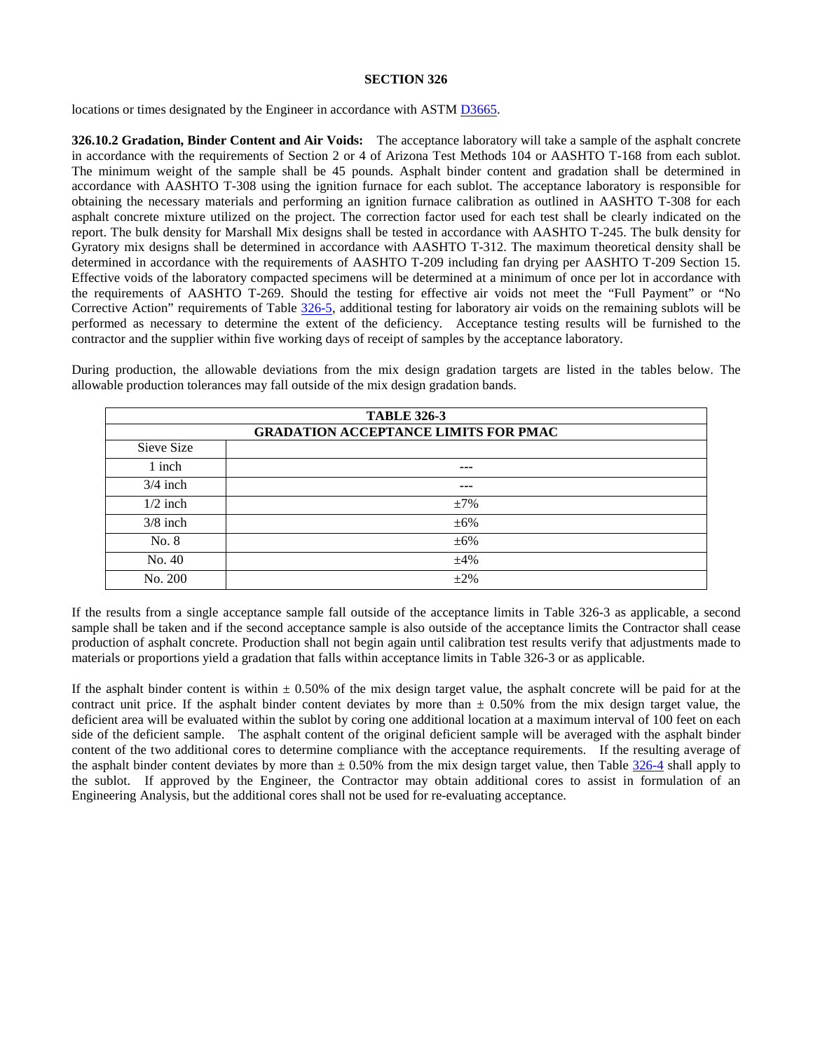locations or times designated by the Engineer in accordance with ASTM D3665.

**326.10.2 Gradation, Binder Content and Air Voids:** The acceptance laboratory will take a sample of the asphalt concrete in accordance with the requirements of Section 2 or 4 of Arizona Test Methods 104 or AASHTO T-168 from each sublot. The minimum weight of the sample shall be 45 pounds. Asphalt binder content and gradation shall be determined in accordance with AASHTO T-308 using the ignition furnace for each sublot. The acceptance laboratory is responsible for obtaining the necessary materials and performing an ignition furnace calibration as outlined in AASHTO T-308 for each asphalt concrete mixture utilized on the project. The correction factor used for each test shall be clearly indicated on the report. The bulk density for Marshall Mix designs shall be tested in accordance with AASHTO T-245. The bulk density for Gyratory mix designs shall be determined in accordance with AASHTO T-312. The maximum theoretical density shall be determined in accordance with the requirements of AASHTO T-209 including fan drying per AASHTO T-209 Section 15. Effective voids of the laboratory compacted specimens will be determined at a minimum of once per lot in accordance with the requirements of AASHTO T-269. Should the testing for effective air voids not meet the "Full Payment" or "No Corrective Action" requirements of Table 326-5, additional testing for laboratory air voids on the remaining sublots will be performed as necessary to determine the extent of the deficiency. Acceptance testing results will be furnished to the contractor and the supplier within five working days of receipt of samples by the acceptance laboratory.

During production, the allowable deviations from the mix design gradation targets are listed in the tables below. The allowable production tolerances may fall outside of the mix design gradation bands.

| TABLE 326-3 | |
|---|---|
| **GRADATION ACCEPTANCE LIMITS FOR PMAC** | |
| Sieve Size | |
| 1 inch | --- |
| 3/4 inch | --- |
| 1/2 inch | ±7% |
| 3/8 inch | ±6% |
| No. 8 | ±6% |
| No. 40 | ±4% |
| No. 200 | ±2% |

If the results from a single acceptance sample fall outside of the acceptance limits in Table 326-3 as applicable, a second sample shall be taken and if the second acceptance sample is also outside of the acceptance limits the Contractor shall cease production of asphalt concrete. Production shall not begin again until calibration test results verify that adjustments made to materials or proportions yield a gradation that falls within acceptance limits in Table 326-3 or as applicable.

If the asphalt binder content is within ± 0.50% of the mix design target value, the asphalt concrete will be paid for at the contract unit price. If the asphalt binder content deviates by more than ± 0.50% from the mix design target value, the deficient area will be evaluated within the sublot by coring one additional location at a maximum interval of 100 feet on each side of the deficient sample. The asphalt content of the original deficient sample will be averaged with the asphalt binder content of the two additional cores to determine compliance with the acceptance requirements. If the resulting average of the asphalt binder content deviates by more than ± 0.50% from the mix design target value, then Table 326-4 shall apply to the sublot. If approved by the Engineer, the Contractor may obtain additional cores to assist in formulation of an Engineering Analysis, but the additional cores shall not be used for re-evaluating acceptance.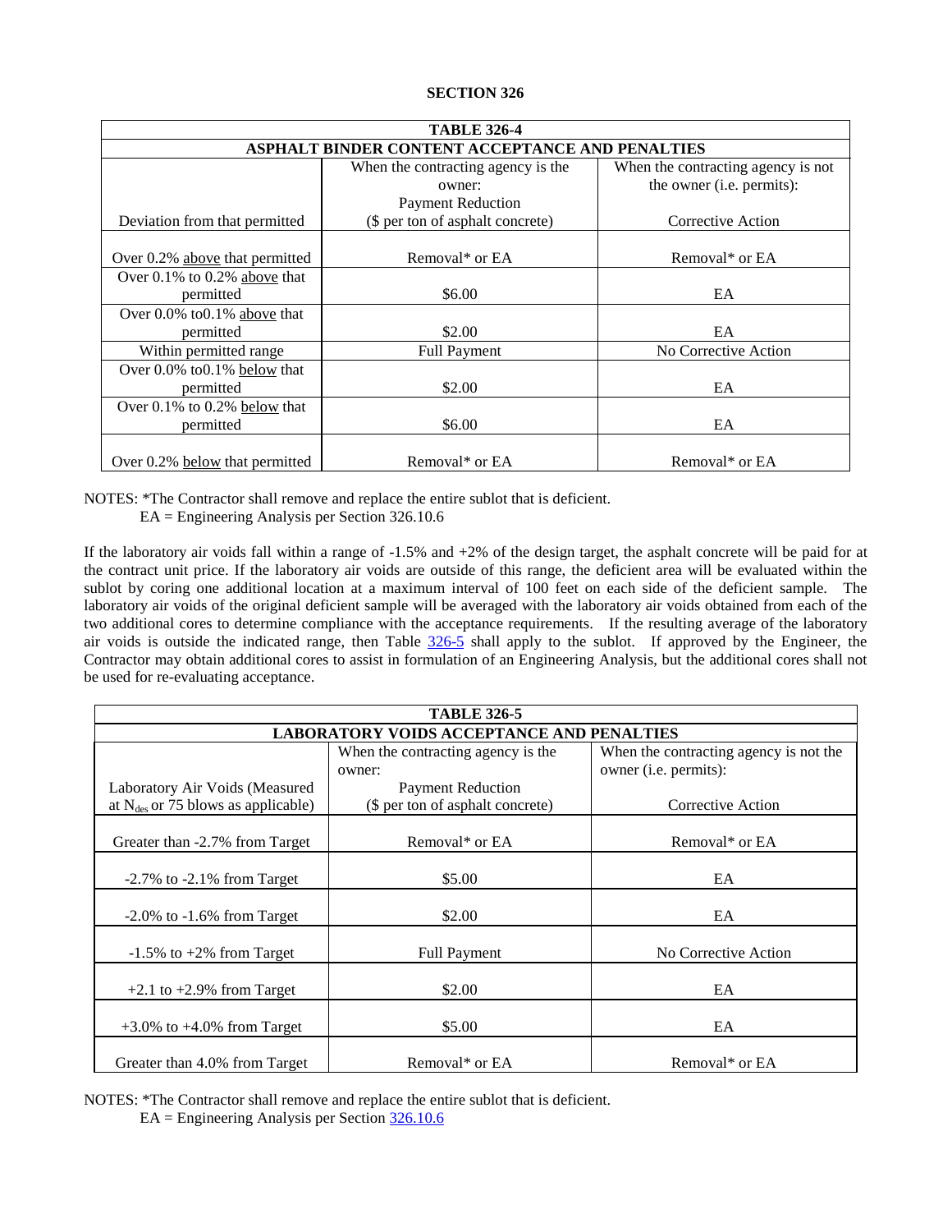## SECTION 326

| TABLE 326-4 | | |
|---|---|---|
| **ASPHALT BINDER CONTENT ACCEPTANCE AND PENALTIES** | | |
| Deviation from that permitted | When the contracting agency is the owner: Payment Reduction ($ per ton of asphalt concrete) | When the contracting agency is not the owner (i.e. permits): Corrective Action |
| Over 0.2% above that permitted | Removal* or EA | Removal* or EA |
| Over 0.1% to 0.2% above that permitted | $6.00 | EA |
| Over 0.0% to0.1% above that permitted | $2.00 | EA |
| Within permitted range | Full Payment | No Corrective Action |
| Over 0.0% to0.1% below that permitted | $2.00 | EA |
| Over 0.1% to 0.2% below that permitted | $6.00 | EA |
| Over 0.2% below that permitted | Removal* or EA | Removal* or EA |

NOTES: *The Contractor shall remove and replace the entire sublot that is deficient.
EA = Engineering Analysis per Section 326.10.6

If the laboratory air voids fall within a range of -1.5% and +2% of the design target, the asphalt concrete will be paid for at the contract unit price. If the laboratory air voids are outside of this range, the deficient area will be evaluated within the sublot by coring one additional location at a maximum interval of 100 feet on each side of the deficient sample. The laboratory air voids of the original deficient sample will be averaged with the laboratory air voids obtained from each of the two additional cores to determine compliance with the acceptance requirements. If the resulting average of the laboratory air voids is outside the indicated range, then Table 326-5 shall apply to the sublot. If approved by the Engineer, the Contractor may obtain additional cores to assist in formulation of an Engineering Analysis, but the additional cores shall not be used for re-evaluating acceptance.

| TABLE 326-5 | | |
|---|---|---|
| **LABORATORY VOIDS ACCEPTANCE AND PENALTIES** | | |
| Laboratory Air Voids (Measured at $N_{des}$ or 75 blows as applicable) | When the contracting agency is the owner: Payment Reduction ($ per ton of asphalt concrete) | When the contracting agency is not the owner (i.e. permits): Corrective Action |
| Greater than -2.7% from Target | Removal* or EA | Removal* or EA |
| -2.7% to -2.1% from Target | $5.00 | EA |
| -2.0% to -1.6% from Target | $2.00 | EA |
| -1.5% to +2% from Target | Full Payment | No Corrective Action |
| +2.1 to +2.9% from Target | $2.00 | EA |
| +3.0% to +4.0% from Target | $5.00 | EA |
| Greater than 4.0% from Target | Removal* or EA | Removal* or EA |

NOTES: *The Contractor shall remove and replace the entire sublot that is deficient.
EA = Engineering Analysis per Section 326.10.6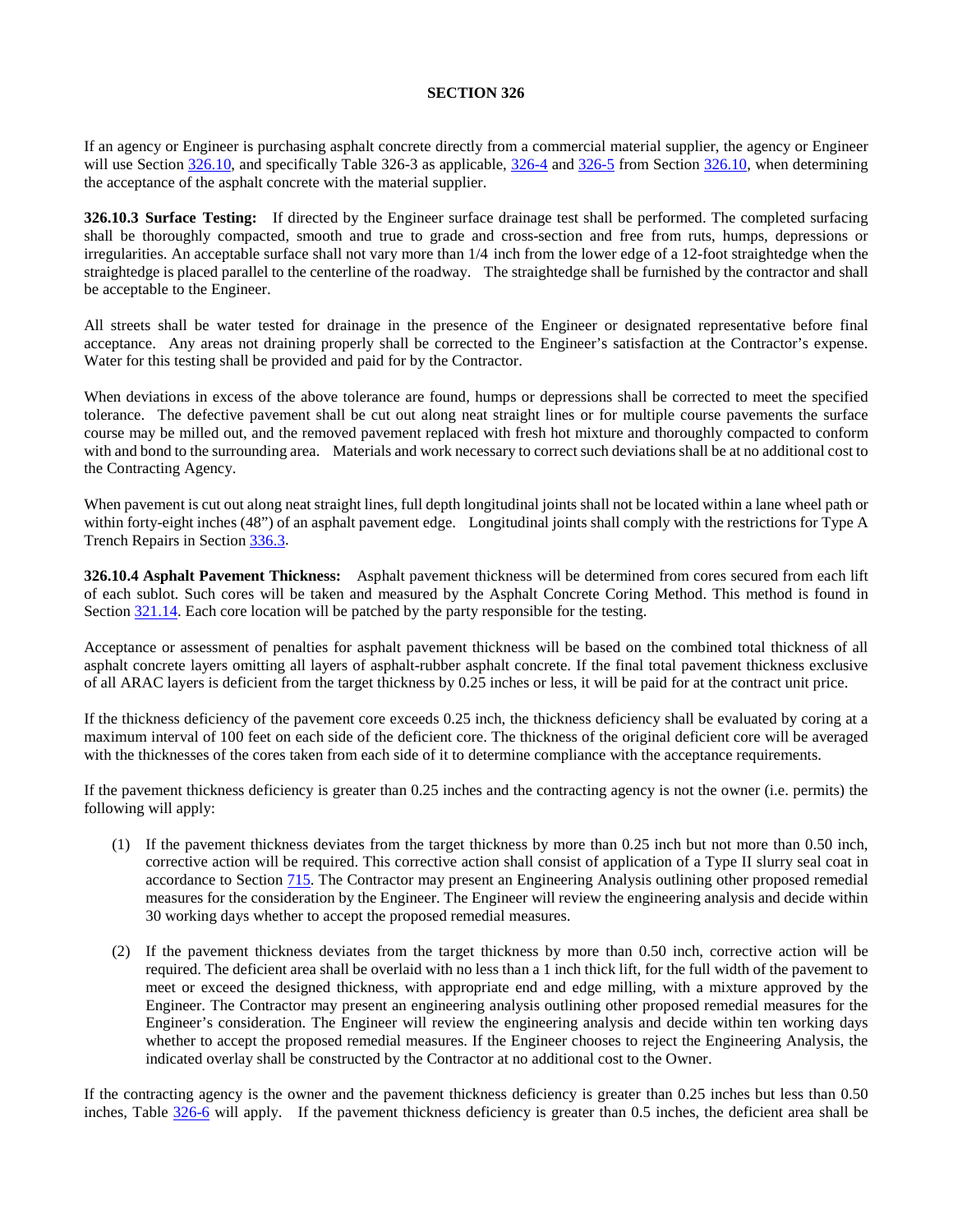**SECTION 326**

If an agency or Engineer is purchasing asphalt concrete directly from a commercial material supplier, the agency or Engineer will use Section 326.10, and specifically Table 326-3 as applicable, 326-4 and 326-5 from Section 326.10, when determining the acceptance of the asphalt concrete with the material supplier.

**326.10.3 Surface Testing:** If directed by the Engineer surface drainage test shall be performed. The completed surfacing shall be thoroughly compacted, smooth and true to grade and cross-section and free from ruts, humps, depressions or irregularities. An acceptable surface shall not vary more than 1/4 inch from the lower edge of a 12-foot straightedge when the straightedge is placed parallel to the centerline of the roadway. The straightedge shall be furnished by the contractor and shall be acceptable to the Engineer.

All streets shall be water tested for drainage in the presence of the Engineer or designated representative before final acceptance. Any areas not draining properly shall be corrected to the Engineer's satisfaction at the Contractor's expense. Water for this testing shall be provided and paid for by the Contractor.

When deviations in excess of the above tolerance are found, humps or depressions shall be corrected to meet the specified tolerance. The defective pavement shall be cut out along neat straight lines or for multiple course pavements the surface course may be milled out, and the removed pavement replaced with fresh hot mixture and thoroughly compacted to conform with and bond to the surrounding area. Materials and work necessary to correct such deviations shall be at no additional cost to the Contracting Agency.

When pavement is cut out along neat straight lines, full depth longitudinal joints shall not be located within a lane wheel path or within forty-eight inches (48") of an asphalt pavement edge. Longitudinal joints shall comply with the restrictions for Type A Trench Repairs in Section 336.3.

**326.10.4 Asphalt Pavement Thickness:** Asphalt pavement thickness will be determined from cores secured from each lift of each sublot. Such cores will be taken and measured by the Asphalt Concrete Coring Method. This method is found in Section 321.14. Each core location will be patched by the party responsible for the testing.

Acceptance or assessment of penalties for asphalt pavement thickness will be based on the combined total thickness of all asphalt concrete layers omitting all layers of asphalt-rubber asphalt concrete. If the final total pavement thickness exclusive of all ARAC layers is deficient from the target thickness by 0.25 inches or less, it will be paid for at the contract unit price.

If the thickness deficiency of the pavement core exceeds 0.25 inch, the thickness deficiency shall be evaluated by coring at a maximum interval of 100 feet on each side of the deficient core. The thickness of the original deficient core will be averaged with the thicknesses of the cores taken from each side of it to determine compliance with the acceptance requirements.

If the pavement thickness deficiency is greater than 0.25 inches and the contracting agency is not the owner (i.e. permits) the following will apply:

(1) If the pavement thickness deviates from the target thickness by more than 0.25 inch but not more than 0.50 inch, corrective action will be required. This corrective action shall consist of application of a Type II slurry seal coat in accordance to Section 715. The Contractor may present an Engineering Analysis outlining other proposed remedial measures for the consideration by the Engineer. The Engineer will review the engineering analysis and decide within 30 working days whether to accept the proposed remedial measures.

(2) If the pavement thickness deviates from the target thickness by more than 0.50 inch, corrective action will be required. The deficient area shall be overlaid with no less than a 1 inch thick lift, for the full width of the pavement to meet or exceed the designed thickness, with appropriate end and edge milling, with a mixture approved by the Engineer. The Contractor may present an engineering analysis outlining other proposed remedial measures for the Engineer's consideration. The Engineer will review the engineering analysis and decide within ten working days whether to accept the proposed remedial measures. If the Engineer chooses to reject the Engineering Analysis, the indicated overlay shall be constructed by the Contractor at no additional cost to the Owner.

If the contracting agency is the owner and the pavement thickness deficiency is greater than 0.25 inches but less than 0.50 inches, Table 326-6 will apply. If the pavement thickness deficiency is greater than 0.5 inches, the deficient area shall be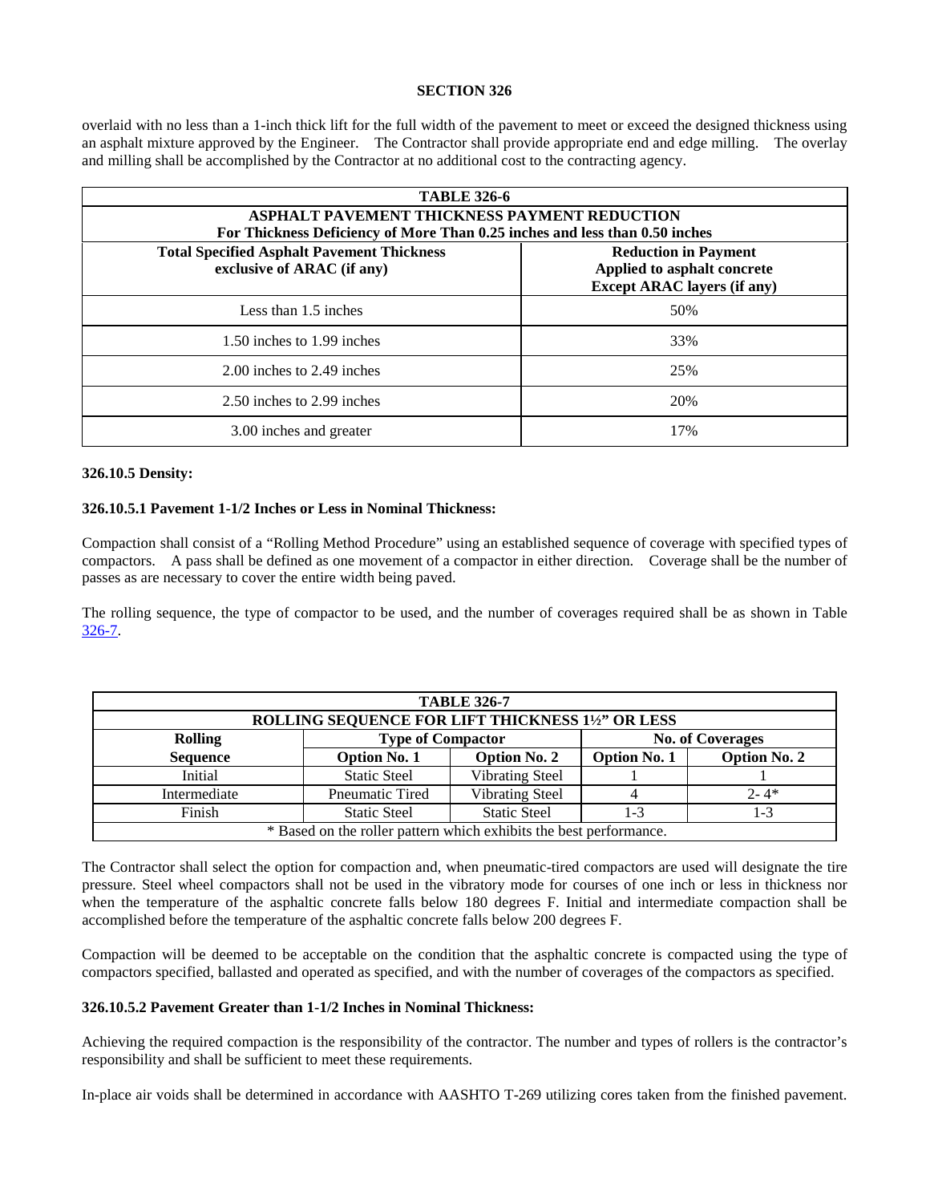overlaid with no less than a 1-inch thick lift for the full width of the pavement to meet or exceed the designed thickness using an asphalt mixture approved by the Engineer. The Contractor shall provide appropriate end and edge milling. The overlay and milling shall be accomplished by the Contractor at no additional cost to the contracting agency.

| TABLE 326-6 | |
|---|---|
| **ASPHALT PAVEMENT THICKNESS PAYMENT REDUCTION**<br>**For Thickness Deficiency of More Than 0.25 inches and less than 0.50 inches** | |
| **Total Specified Asphalt Pavement Thickness exclusive of ARAC (if any)** | **Reduction in Payment Applied to asphalt concrete Except ARAC layers (if any)** |
| Less than 1.5 inches | 50% |
| 1.50 inches to 1.99 inches | 33% |
| 2.00 inches to 2.49 inches | 25% |
| 2.50 inches to 2.99 inches | 20% |
| 3.00 inches and greater | 17% |

**326.10.5 Density:**

**326.10.5.1 Pavement 1-1/2 Inches or Less in Nominal Thickness:**

Compaction shall consist of a "Rolling Method Procedure" using an established sequence of coverage with specified types of compactors. A pass shall be defined as one movement of a compactor in either direction. Coverage shall be the number of passes as are necessary to cover the entire width being paved.

The rolling sequence, the type of compactor to be used, and the number of coverages required shall be as shown in Table 326-7.

| TABLE 326-7 | | | | |
|---|---|---|---|---|
| **ROLLING SEQUENCE FOR LIFT THICKNESS 1½" OR LESS** | | | | |
| **Rolling** | **Type of Compactor** | | **No. of Coverages** | |
| **Sequence** | **Option No. 1** | **Option No. 2** | **Option No. 1** | **Option No. 2** |
| Initial | Static Steel | Vibrating Steel | 1 | 1 |
| Intermediate | Pneumatic Tired | Vibrating Steel | 4 | 2- 4* |
| Finish | Static Steel | Static Steel | 1-3 | 1-3 |
| * Based on the roller pattern which exhibits the best performance. | | | | |

The Contractor shall select the option for compaction and, when pneumatic-tired compactors are used will designate the tire pressure. Steel wheel compactors shall not be used in the vibratory mode for courses of one inch or less in thickness nor when the temperature of the asphaltic concrete falls below 180 degrees F. Initial and intermediate compaction shall be accomplished before the temperature of the asphaltic concrete falls below 200 degrees F.

Compaction will be deemed to be acceptable on the condition that the asphaltic concrete is compacted using the type of compactors specified, ballasted and operated as specified, and with the number of coverages of the compactors as specified.

**326.10.5.2 Pavement Greater than 1-1/2 Inches in Nominal Thickness:**

Achieving the required compaction is the responsibility of the contractor. The number and types of rollers is the contractor's responsibility and shall be sufficient to meet these requirements.

In-place air voids shall be determined in accordance with AASHTO T-269 utilizing cores taken from the finished pavement.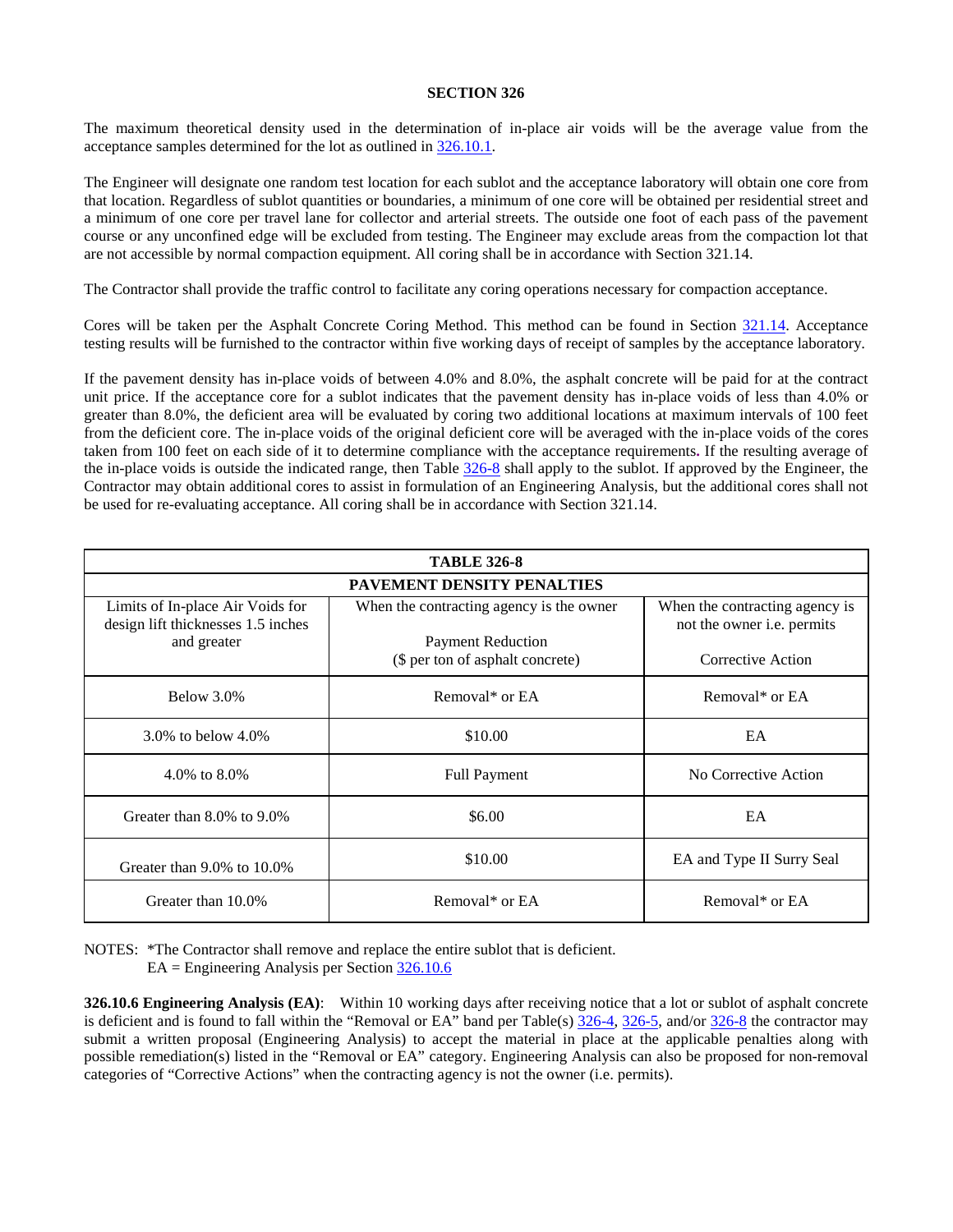**SECTION 326**

The maximum theoretical density used in the determination of in-place air voids will be the average value from the acceptance samples determined for the lot as outlined in 326.10.1.

The Engineer will designate one random test location for each sublot and the acceptance laboratory will obtain one core from that location. Regardless of sublot quantities or boundaries, a minimum of one core will be obtained per residential street and a minimum of one core per travel lane for collector and arterial streets. The outside one foot of each pass of the pavement course or any unconfined edge will be excluded from testing. The Engineer may exclude areas from the compaction lot that are not accessible by normal compaction equipment. All coring shall be in accordance with Section 321.14.

The Contractor shall provide the traffic control to facilitate any coring operations necessary for compaction acceptance.

Cores will be taken per the Asphalt Concrete Coring Method. This method can be found in Section 321.14. Acceptance testing results will be furnished to the contractor within five working days of receipt of samples by the acceptance laboratory.

If the pavement density has in-place voids of between 4.0% and 8.0%, the asphalt concrete will be paid for at the contract unit price. If the acceptance core for a sublot indicates that the pavement density has in-place voids of less than 4.0% or greater than 8.0%, the deficient area will be evaluated by coring two additional locations at maximum intervals of 100 feet from the deficient core. The in-place voids of the original deficient core will be averaged with the in-place voids of the cores taken from 100 feet on each side of it to determine compliance with the acceptance requirements. If the resulting average of the in-place voids is outside the indicated range, then Table 326-8 shall apply to the sublot. If approved by the Engineer, the Contractor may obtain additional cores to assist in formulation of an Engineering Analysis, but the additional cores shall not be used for re-evaluating acceptance. All coring shall be in accordance with Section 321.14.

| TABLE 326-8 | | |
|---|---|---|
| **PAVEMENT DENSITY PENALTIES** | | |
| Limits of In-place Air Voids for design lift thicknesses 1.5 inches and greater | When the contracting agency is the owner<br><br>Payment Reduction<br>($ per ton of asphalt concrete) | When the contracting agency is not the owner i.e. permits<br><br>Corrective Action |
| Below 3.0% | Removal* or EA | Removal* or EA |
| 3.0% to below 4.0% | $10.00 | EA |
| 4.0% to 8.0% | Full Payment | No Corrective Action |
| Greater than 8.0% to 9.0% | $6.00 | EA |
| Greater than 9.0% to 10.0% | $10.00 | EA and Type II Surry Seal |
| Greater than 10.0% | Removal* or EA | Removal* or EA |

NOTES: *The Contractor shall remove and replace the entire sublot that is deficient.
EA = Engineering Analysis per Section 326.10.6

**326.10.6 Engineering Analysis (EA)**: Within 10 working days after receiving notice that a lot or sublot of asphalt concrete is deficient and is found to fall within the "Removal or EA" band per Table(s) 326-4, 326-5, and/or 326-8 the contractor may submit a written proposal (Engineering Analysis) to accept the material in place at the applicable penalties along with possible remediation(s) listed in the "Removal or EA" category. Engineering Analysis can also be proposed for non-removal categories of "Corrective Actions" when the contracting agency is not the owner (i.e. permits).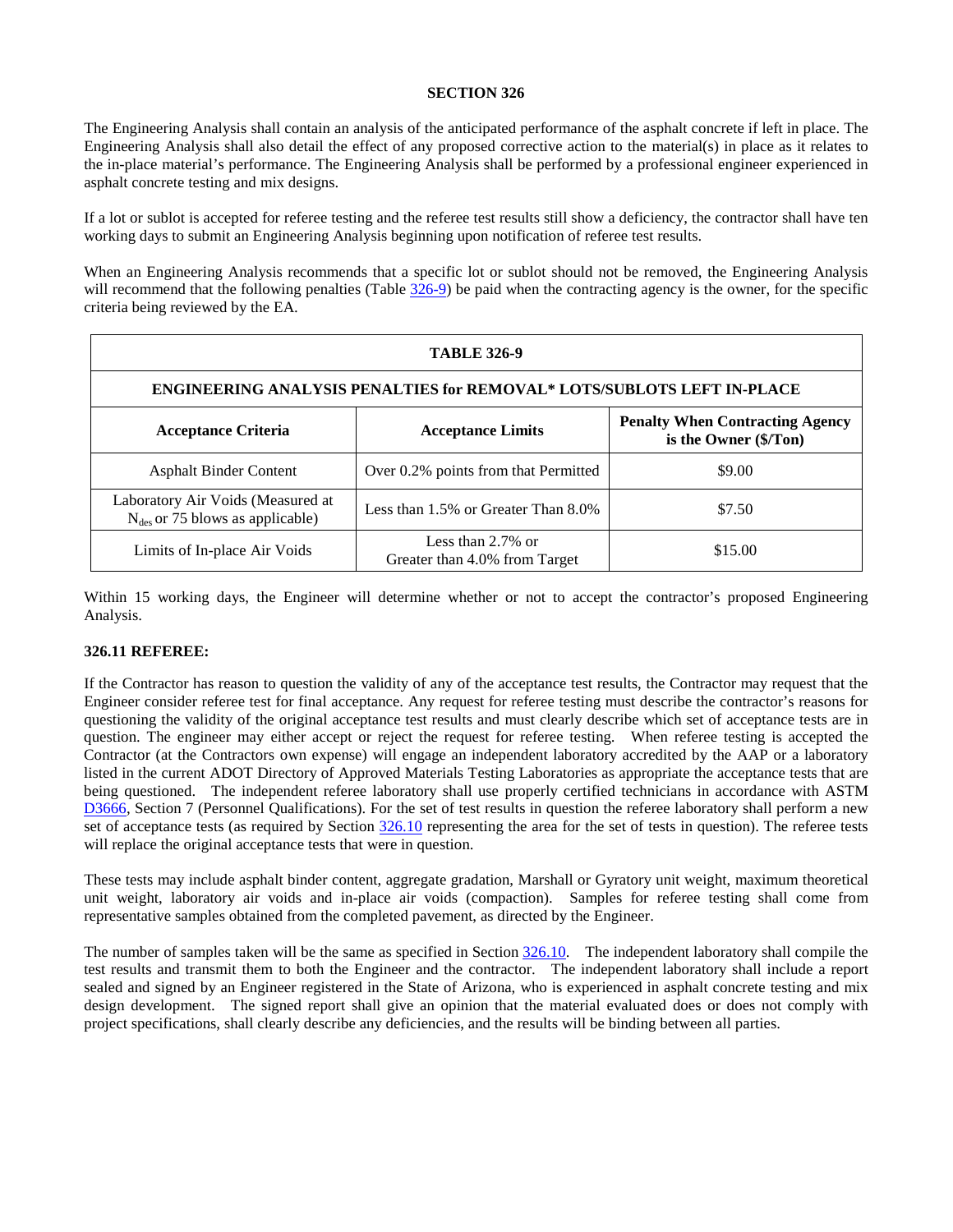## SECTION 326

The Engineering Analysis shall contain an analysis of the anticipated performance of the asphalt concrete if left in place. The Engineering Analysis shall also detail the effect of any proposed corrective action to the material(s) in place as it relates to the in-place material's performance. The Engineering Analysis shall be performed by a professional engineer experienced in asphalt concrete testing and mix designs.

If a lot or sublot is accepted for referee testing and the referee test results still show a deficiency, the contractor shall have ten working days to submit an Engineering Analysis beginning upon notification of referee test results.

When an Engineering Analysis recommends that a specific lot or sublot should not be removed, the Engineering Analysis will recommend that the following penalties (Table 326-9) be paid when the contracting agency is the owner, for the specific criteria being reviewed by the EA.

| TABLE 326-9 | | |
|---|---|---|
| **ENGINEERING ANALYSIS PENALTIES for REMOVAL* LOTS/SUBLOTS LEFT IN-PLACE** | | |
| **Acceptance Criteria** | **Acceptance Limits** | **Penalty When Contracting Agency is the Owner ($/Ton)** |
| Asphalt Binder Content | Over 0.2% points from that Permitted | $9.00 |
| Laboratory Air Voids (Measured at $N_{des}$ or 75 blows as applicable) | Less than 1.5% or Greater Than 8.0% | $7.50 |
| Limits of In-place Air Voids | Less than 2.7% or Greater than 4.0% from Target | $15.00 |

Within 15 working days, the Engineer will determine whether or not to accept the contractor's proposed Engineering Analysis.

### 326.11 REFEREE:

If the Contractor has reason to question the validity of any of the acceptance test results, the Contractor may request that the Engineer consider referee test for final acceptance. Any request for referee testing must describe the contractor's reasons for questioning the validity of the original acceptance test results and must clearly describe which set of acceptance tests are in question. The engineer may either accept or reject the request for referee testing. When referee testing is accepted the Contractor (at the Contractors own expense) will engage an independent laboratory accredited by the AAP or a laboratory listed in the current ADOT Directory of Approved Materials Testing Laboratories as appropriate the acceptance tests that are being questioned. The independent referee laboratory shall use properly certified technicians in accordance with ASTM D3666, Section 7 (Personnel Qualifications). For the set of test results in question the referee laboratory shall perform a new set of acceptance tests (as required by Section 326.10 representing the area for the set of tests in question). The referee tests will replace the original acceptance tests that were in question.

These tests may include asphalt binder content, aggregate gradation, Marshall or Gyratory unit weight, maximum theoretical unit weight, laboratory air voids and in-place air voids (compaction). Samples for referee testing shall come from representative samples obtained from the completed pavement, as directed by the Engineer.

The number of samples taken will be the same as specified in Section 326.10. The independent laboratory shall compile the test results and transmit them to both the Engineer and the contractor. The independent laboratory shall include a report sealed and signed by an Engineer registered in the State of Arizona, who is experienced in asphalt concrete testing and mix design development. The signed report shall give an opinion that the material evaluated does or does not comply with project specifications, shall clearly describe any deficiencies, and the results will be binding between all parties.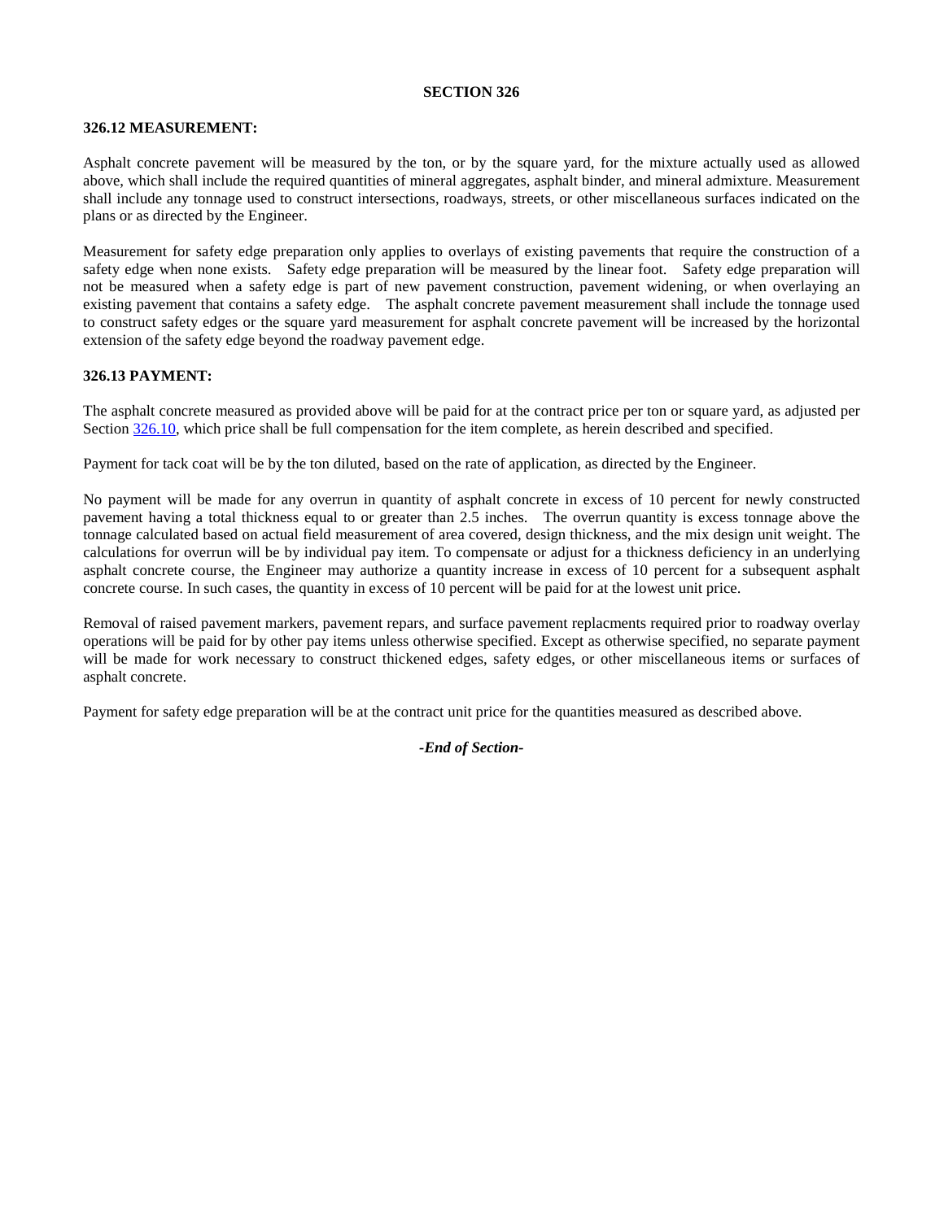## SECTION 326

### 326.12 MEASUREMENT:

Asphalt concrete pavement will be measured by the ton, or by the square yard, for the mixture actually used as allowed above, which shall include the required quantities of mineral aggregates, asphalt binder, and mineral admixture. Measurement shall include any tonnage used to construct intersections, roadways, streets, or other miscellaneous surfaces indicated on the plans or as directed by the Engineer.

Measurement for safety edge preparation only applies to overlays of existing pavements that require the construction of a safety edge when none exists. Safety edge preparation will be measured by the linear foot. Safety edge preparation will not be measured when a safety edge is part of new pavement construction, pavement widening, or when overlaying an existing pavement that contains a safety edge. The asphalt concrete pavement measurement shall include the tonnage used to construct safety edges or the square yard measurement for asphalt concrete pavement will be increased by the horizontal extension of the safety edge beyond the roadway pavement edge.

### 326.13 PAYMENT:

The asphalt concrete measured as provided above will be paid for at the contract price per ton or square yard, as adjusted per Section 326.10, which price shall be full compensation for the item complete, as herein described and specified.

Payment for tack coat will be by the ton diluted, based on the rate of application, as directed by the Engineer.

No payment will be made for any overrun in quantity of asphalt concrete in excess of 10 percent for newly constructed pavement having a total thickness equal to or greater than 2.5 inches. The overrun quantity is excess tonnage above the tonnage calculated based on actual field measurement of area covered, design thickness, and the mix design unit weight. The calculations for overrun will be by individual pay item. To compensate or adjust for a thickness deficiency in an underlying asphalt concrete course, the Engineer may authorize a quantity increase in excess of 10 percent for a subsequent asphalt concrete course. In such cases, the quantity in excess of 10 percent will be paid for at the lowest unit price.

Removal of raised pavement markers, pavement repars, and surface pavement replacments required prior to roadway overlay operations will be paid for by other pay items unless otherwise specified. Except as otherwise specified, no separate payment will be made for work necessary to construct thickened edges, safety edges, or other miscellaneous items or surfaces of asphalt concrete.

Payment for safety edge preparation will be at the contract unit price for the quantities measured as described above.

***-End of Section-***